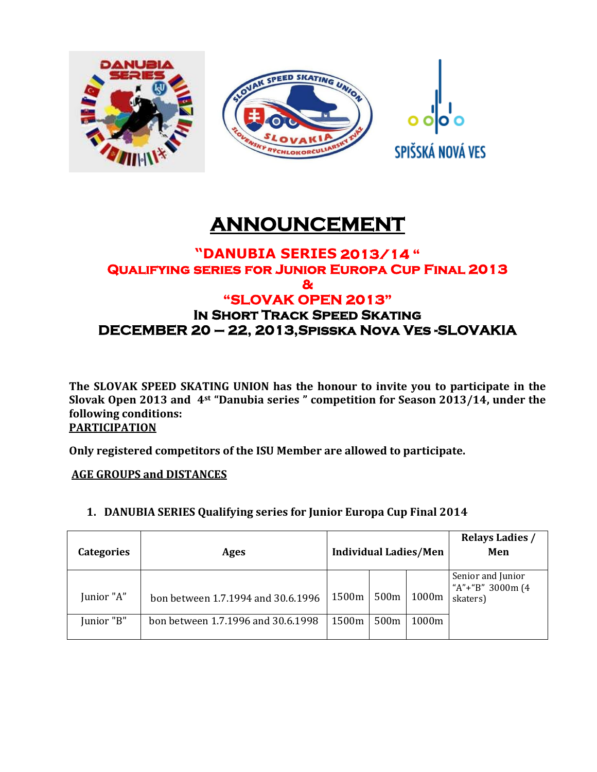# ANNOUNCEMENT

## "DANUBIA SERIES 2013/14 "
## Qualifying series for Junior Europa Cup Final 2013
## &
## "SLOVAK OPEN 2013"
### In Short Track Speed Skating
### DECEMBER 20 – 22, 2013,Spisska Nova Ves -SLOVAKIA

**The SLOVAK SPEED SKATING UNION has the honour to invite you to participate in the Slovak Open 2013 and 4st "Danubia series " competition for Season 2013/14, under the following conditions:**

**PARTICIPATION**

**Only registered competitors of the ISU Member are allowed to participate.**

**AGE GROUPS and DISTANCES**

1. **DANUBIA SERIES Qualifying series for Junior Europa Cup Final 2014**

| Categories | Ages | Individual Ladies/Men | | | Relays Ladies / Men |
|---|---|---|---|---|---|
| Junior "A" | bon between 1.7.1994 and 30.6.1996 | 1500m | 500m | 1000m | Senior and Junior "A"+"B" 3000m (4 skaters) |
| Junior "B" | bon between 1.7.1996 and 30.6.1998 | 1500m | 500m | 1000m | |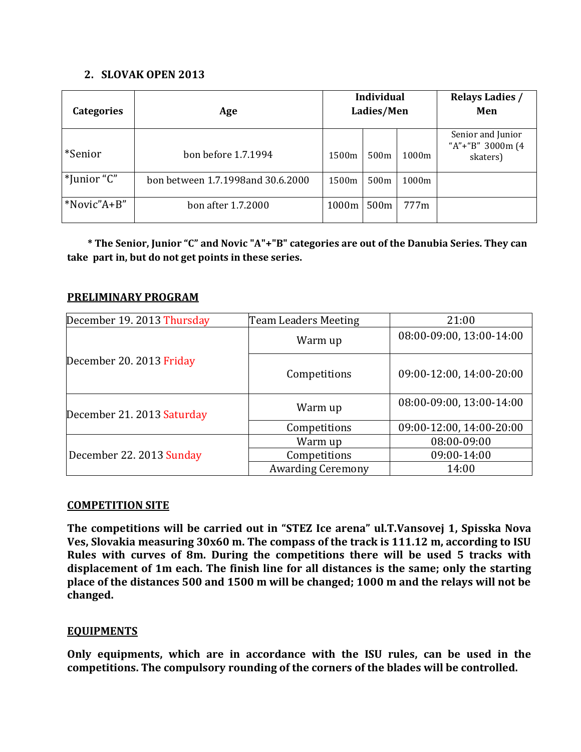## 2. SLOVAK OPEN 2013

| Categories | Age | Individual Ladies/Men | | | Relays Ladies / Men |
|---|---|---|---|---|---|
| *Senior | bon before 1.7.1994 | 1500m | 500m | 1000m | Senior and Junior "A"+"B" 3000m (4 skaters) |
| *Junior "C" | bon between 1.7.1998and 30.6.2000 | 1500m | 500m | 1000m | |
| *Novic"A+B" | bon after 1.7.2000 | 1000m | 500m | 777m | |

**\* The Senior, Junior "C" and Novic "A"+"B" categories are out of the Danubia Series. They can take part in, but do not get points in these series.**

**PRELIMINARY PROGRAM**

| | | |
|---|---|---|
| December 19. 2013 Thursday | Team Leaders Meeting | 21:00 |
| December 20. 2013 Friday | Warm up | 08:00-09:00, 13:00-14:00 |
| | Competitions | 09:00-12:00, 14:00-20:00 |
| December 21. 2013 Saturday | Warm up | 08:00-09:00, 13:00-14:00 |
| | Competitions | 09:00-12:00, 14:00-20:00 |
| December 22. 2013 Sunday | Warm up | 08:00-09:00 |
| | Competitions | 09:00-14:00 |
| | Awarding Ceremony | 14:00 |

**COMPETITION SITE**

**The competitions will be carried out in "STEZ Ice arena" ul.T.Vansovej 1, Spisska Nova Ves, Slovakia measuring 30x60 m. The compass of the track is 111.12 m, according to ISU Rules with curves of 8m. During the competitions there will be used 5 tracks with displacement of 1m each. The finish line for all distances is the same; only the starting place of the distances 500 and 1500 m will be changed; 1000 m and the relays will not be changed.**

**EQUIPMENTS**

**Only equipments, which are in accordance with the ISU rules, can be used in the competitions. The compulsory rounding of the corners of the blades will be controlled.**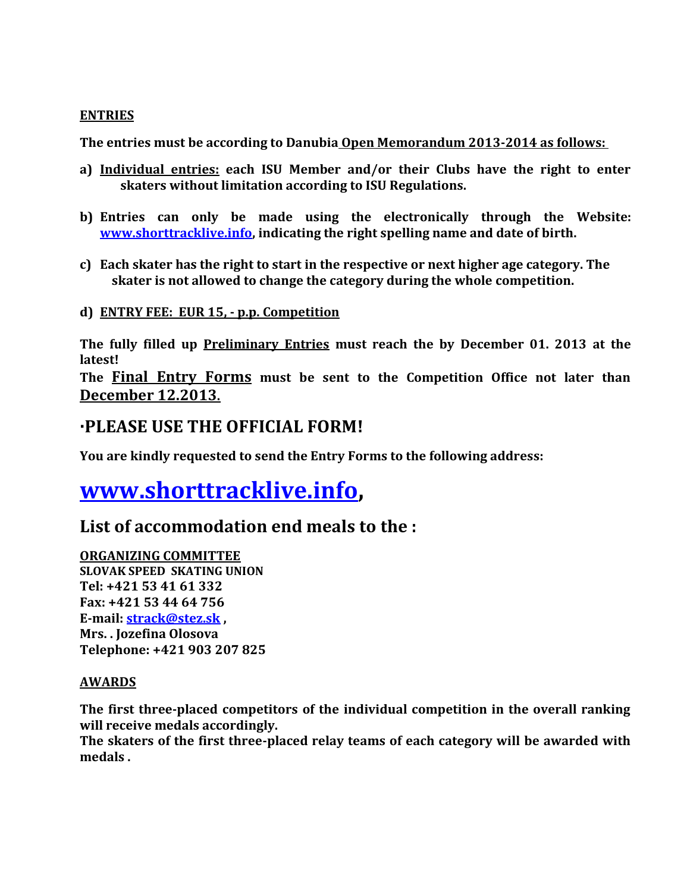## ENTRIES

**The entries must be according to Danubia Open Memorandum 2013-2014 as follows:**

- **a) Individual entries: each ISU Member and/or their Clubs have the right to enter skaters without limitation according to ISU Regulations.**
- **b) Entries can only be made using the electronically through the Website: [www.shorttracklive.info](http://www.shorttracklive.info), indicating the right spelling name and date of birth.**
- **c) Each skater has the right to start in the respective or next higher age category. The skater is not allowed to change the category during the whole competition.**
- **d) ENTRY FEE: EUR 15, - p.p. Competition**

**The fully filled up Preliminary Entries must reach the by December 01. 2013 at the latest!**

**The Final Entry Forms must be sent to the Competition Office not later than December 12.2013.**

## ·PLEASE USE THE OFFICIAL FORM!

**You are kindly requested to send the Entry Forms to the following address:**

# [www.shorttracklive.info](http://www.shorttracklive.info),

## List of accommodation end meals to the :

**ORGANIZING COMMITTEE**
**SLOVAK SPEED SKATING UNION**
**Tel: +421 53 41 61 332**
**Fax: +421 53 44 64 756**
**E-mail: strack@stez.sk ,**
**Mrs. . Jozefina Olosova**
**Telephone: +421 903 207 825**

## AWARDS

**The first three-placed competitors of the individual competition in the overall ranking will receive medals accordingly.**
**The skaters of the first three-placed relay teams of each category will be awarded with medals .**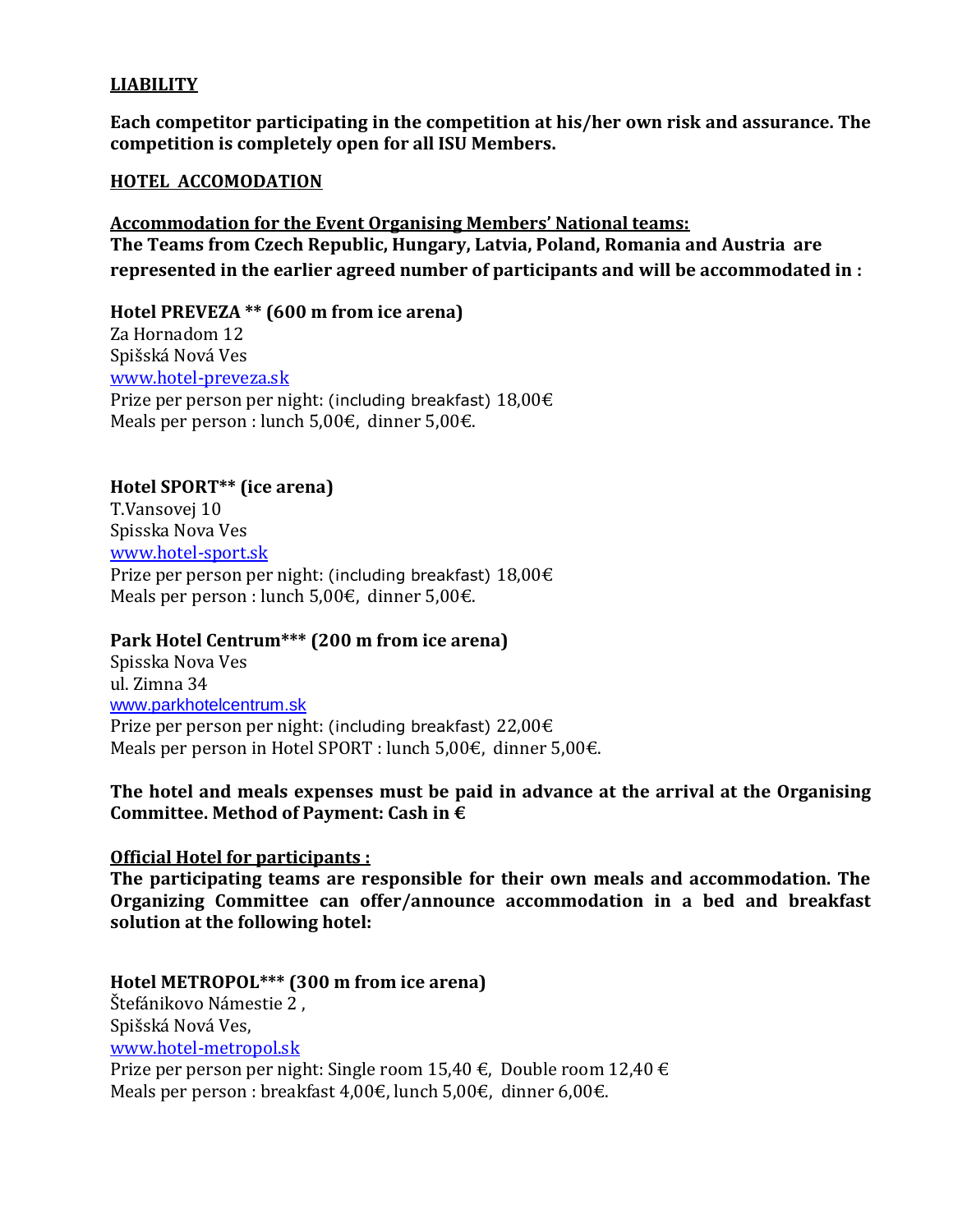## LIABILITY

**Each competitor participating in the competition at his/her own risk and assurance. The competition is completely open for all ISU Members.**

## HOTEL ACCOMODATION

**Accommodation for the Event Organising Members' National teams:**

**The Teams from Czech Republic, Hungary, Latvia, Poland, Romania and Austria are represented in the earlier agreed number of participants and will be accommodated in :**

**Hotel PREVEZA \*\* (600 m from ice arena)**
Za Hornadom 12
Spišská Nová Ves
www.hotel-preveza.sk
Prize per person per night: (including breakfast) 18,00€
Meals per person : lunch 5,00€, dinner 5,00€.

**Hotel SPORT\*\* (ice arena)**
T.Vansovej 10
Spisska Nova Ves
www.hotel-sport.sk
Prize per person per night: (including breakfast) 18,00€
Meals per person : lunch 5,00€, dinner 5,00€.

**Park Hotel Centrum\*\*\* (200 m from ice arena)**
Spisska Nova Ves
ul. Zimna 34
www.parkhotelcentrum.sk
Prize per person per night: (including breakfast) 22,00€
Meals per person in Hotel SPORT : lunch 5,00€, dinner 5,00€.

**The hotel and meals expenses must be paid in advance at the arrival at the Organising Committee. Method of Payment: Cash in €**

**Official Hotel for participants :**

**The participating teams are responsible for their own meals and accommodation. The Organizing Committee can offer/announce accommodation in a bed and breakfast solution at the following hotel:**

**Hotel METROPOL\*\*\* (300 m from ice arena)**
Štefánikovo Námestie 2 ,
Spišská Nová Ves,
www.hotel-metropol.sk
Prize per person per night: Single room 15,40 €, Double room 12,40 €
Meals per person : breakfast 4,00€, lunch 5,00€, dinner 6,00€.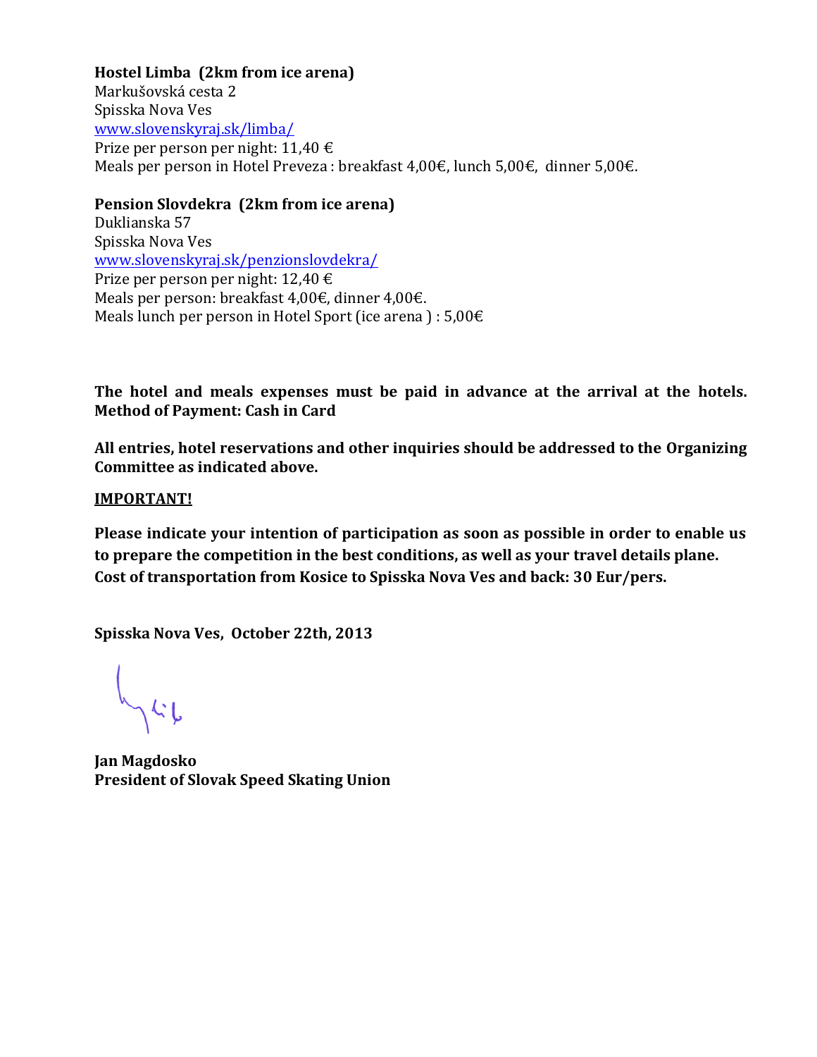**Hostel Limba (2km from ice arena)**
Markušovská cesta 2
Spisska Nova Ves
[www.slovenskyraj.sk/limba/](www.slovenskyraj.sk/limba/)
Prize per person per night: 11,40 €
Meals per person in Hotel Preveza : breakfast 4,00€, lunch 5,00€, dinner 5,00€.

**Pension Slovdekra (2km from ice arena)**
Duklianska 57
Spisska Nova Ves
[www.slovenskyraj.sk/penzionslovdekra/](www.slovenskyraj.sk/penzionslovdekra/)
Prize per person per night: 12,40 €
Meals per person: breakfast 4,00€, dinner 4,00€.
Meals lunch per person in Hotel Sport (ice arena ) : 5,00€

**The hotel and meals expenses must be paid in advance at the arrival at the hotels. Method of Payment: Cash in Card**

**All entries, hotel reservations and other inquiries should be addressed to the Organizing Committee as indicated above.**

**IMPORTANT!**

**Please indicate your intention of participation as soon as possible in order to enable us to prepare the competition in the best conditions, as well as your travel details plane. Cost of transportation from Kosice to Spisska Nova Ves and back: 30 Eur/pers.**

**Spisska Nova Ves, October 22th, 2013**

**Jan Magdosko**
**President of Slovak Speed Skating Union**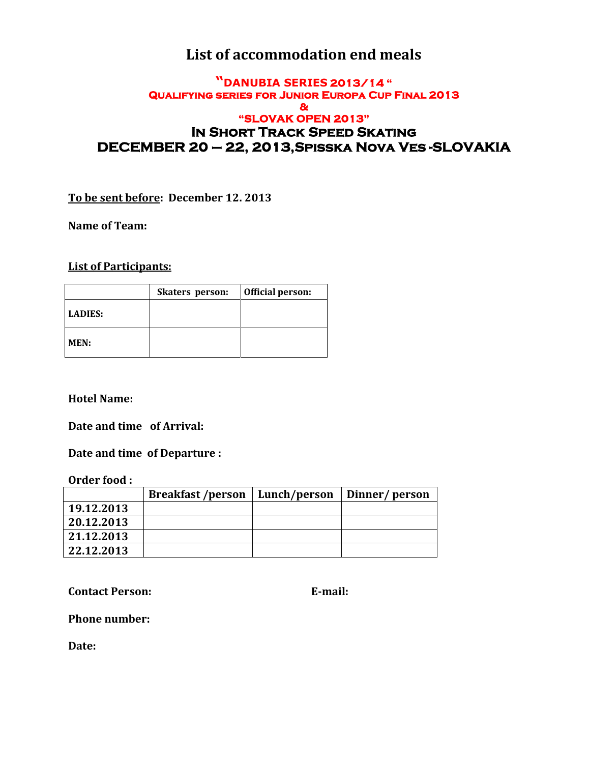# List of accommodation end meals

## "DANUBIA SERIES 2013/14 "
### QUALIFYING SERIES FOR JUNIOR EUROPA CUP FINAL 2013
### &
### "SLOVAK OPEN 2013"
## IN SHORT TRACK SPEED SKATING
## DECEMBER 20 – 22, 2013,SPISSKA NOVA VES -SLOVAKIA

**To be sent before: December 12. 2013**

**Name of Team:**

**List of Participants:**

| | Skaters person: | Official person: |
|---|---|---|
| LADIES: | | |
| MEN: | | |

**Hotel Name:**

**Date and time of Arrival:**

**Date and time of Departure :**

**Order food :**

| | Breakfast /person | Lunch/person | Dinner/ person |
|---|---|---|---|
| 19.12.2013 | | | |
| 20.12.2013 | | | |
| 21.12.2013 | | | |
| 22.12.2013 | | | |

**Contact Person:** **E-mail:**

**Phone number:**

**Date:**